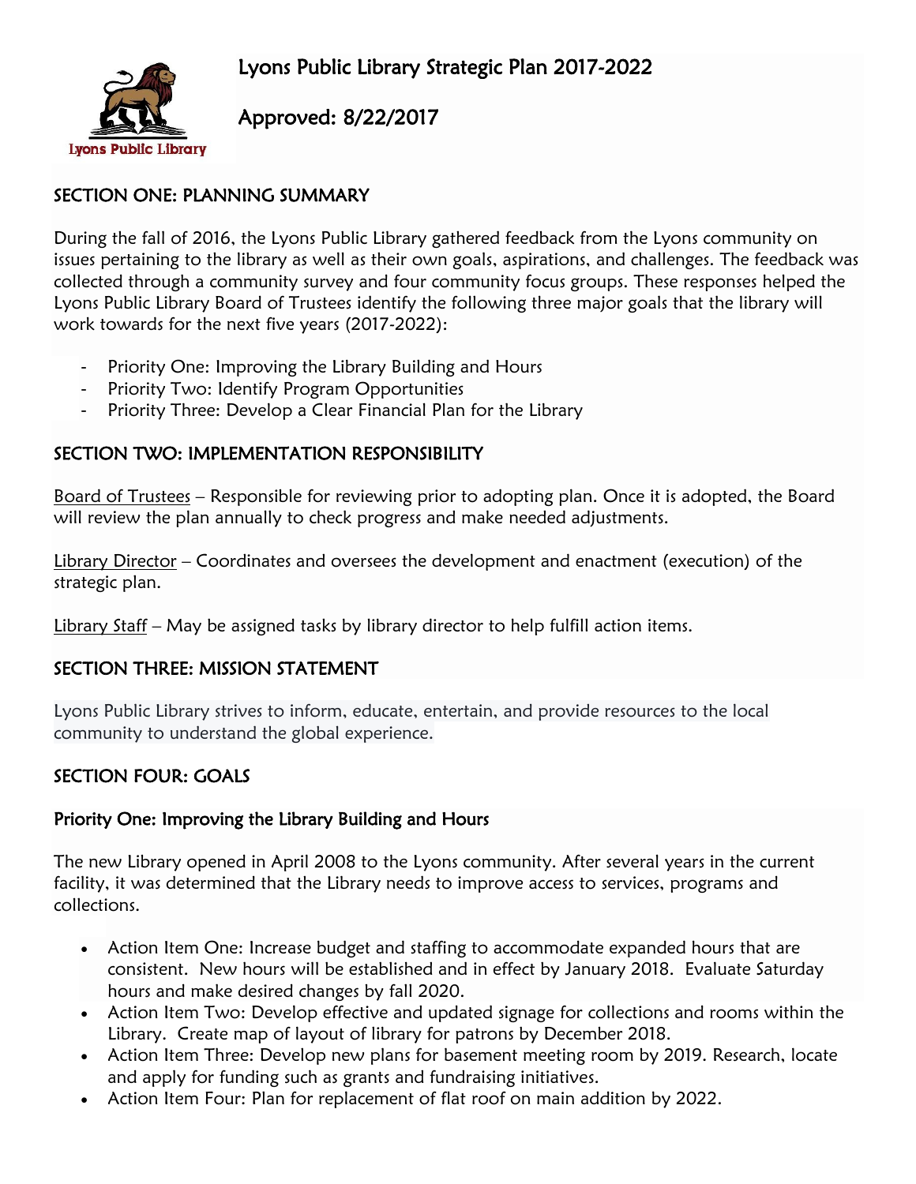# Lyons Public Library Strategic Plan 2017-2022

## Approved: 8/22/2017

Lyons Public Library

## SECTION ONE: PLANNING SUMMARY

During the fall of 2016, the Lyons Public Library gathered feedback from the Lyons community on issues pertaining to the library as well as their own goals, aspirations, and challenges. The feedback was collected through a community survey and four community focus groups. These responses helped the Lyons Public Library Board of Trustees identify the following three major goals that the library will work towards for the next five years (2017-2022):

- Priority One: Improving the Library Building and Hours
- Priority Two: Identify Program Opportunities
- Priority Three: Develop a Clear Financial Plan for the Library

## SECTION TWO: IMPLEMENTATION RESPONSIBILITY

Board of Trustees – Responsible for reviewing prior to adopting plan. Once it is adopted, the Board will review the plan annually to check progress and make needed adjustments.

Library Director – Coordinates and oversees the development and enactment (execution) of the strategic plan.

Library Staff – May be assigned tasks by library director to help fulfill action items.

## SECTION THREE: MISSION STATEMENT

Lyons Public Library strives to inform, educate, entertain, and provide resources to the local community to understand the global experience.

## SECTION FOUR: GOALS

### Priority One: Improving the Library Building and Hours

The new Library opened in April 2008 to the Lyons community. After several years in the current facility, it was determined that the Library needs to improve access to services, programs and collections.

- Action Item One: Increase budget and staffing to accommodate expanded hours that are consistent. New hours will be established and in effect by January 2018. Evaluate Saturday hours and make desired changes by fall 2020.
- Action Item Two: Develop effective and updated signage for collections and rooms within the Library. Create map of layout of library for patrons by December 2018.
- Action Item Three: Develop new plans for basement meeting room by 2019. Research, locate and apply for funding such as grants and fundraising initiatives.
- Action Item Four: Plan for replacement of flat roof on main addition by 2022.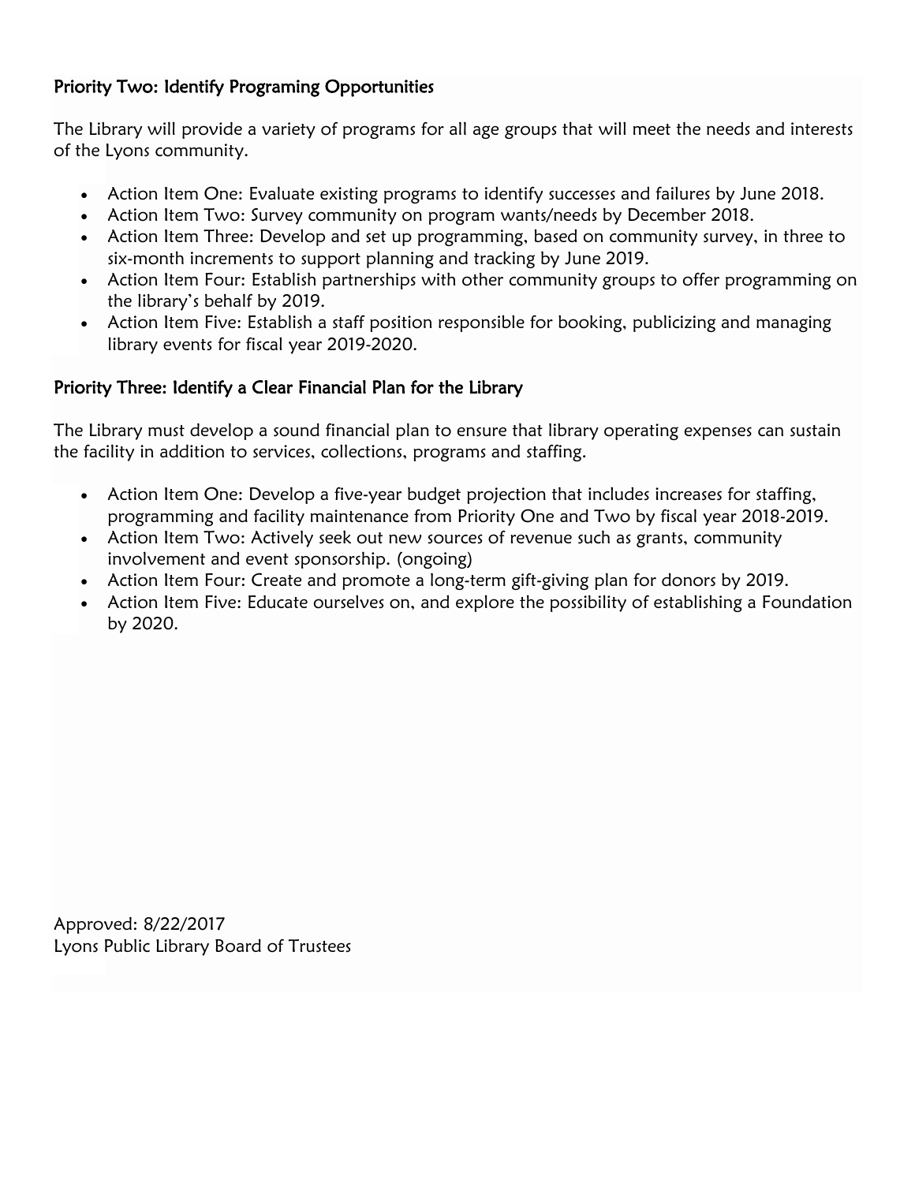## Priority Two: Identify Programing Opportunities

The Library will provide a variety of programs for all age groups that will meet the needs and interests of the Lyons community.

- Action Item One: Evaluate existing programs to identify successes and failures by June 2018.
- Action Item Two: Survey community on program wants/needs by December 2018.
- Action Item Three: Develop and set up programming, based on community survey, in three to six-month increments to support planning and tracking by June 2019.
- Action Item Four: Establish partnerships with other community groups to offer programming on the library's behalf by 2019.
- Action Item Five: Establish a staff position responsible for booking, publicizing and managing library events for fiscal year 2019-2020.

## Priority Three: Identify a Clear Financial Plan for the Library

The Library must develop a sound financial plan to ensure that library operating expenses can sustain the facility in addition to services, collections, programs and staffing.

- Action Item One: Develop a five-year budget projection that includes increases for staffing, programming and facility maintenance from Priority One and Two by fiscal year 2018-2019.
- Action Item Two: Actively seek out new sources of revenue such as grants, community involvement and event sponsorship. (ongoing)
- Action Item Four: Create and promote a long-term gift-giving plan for donors by 2019.
- Action Item Five: Educate ourselves on, and explore the possibility of establishing a Foundation by 2020.

Approved: 8/22/2017
Lyons Public Library Board of Trustees